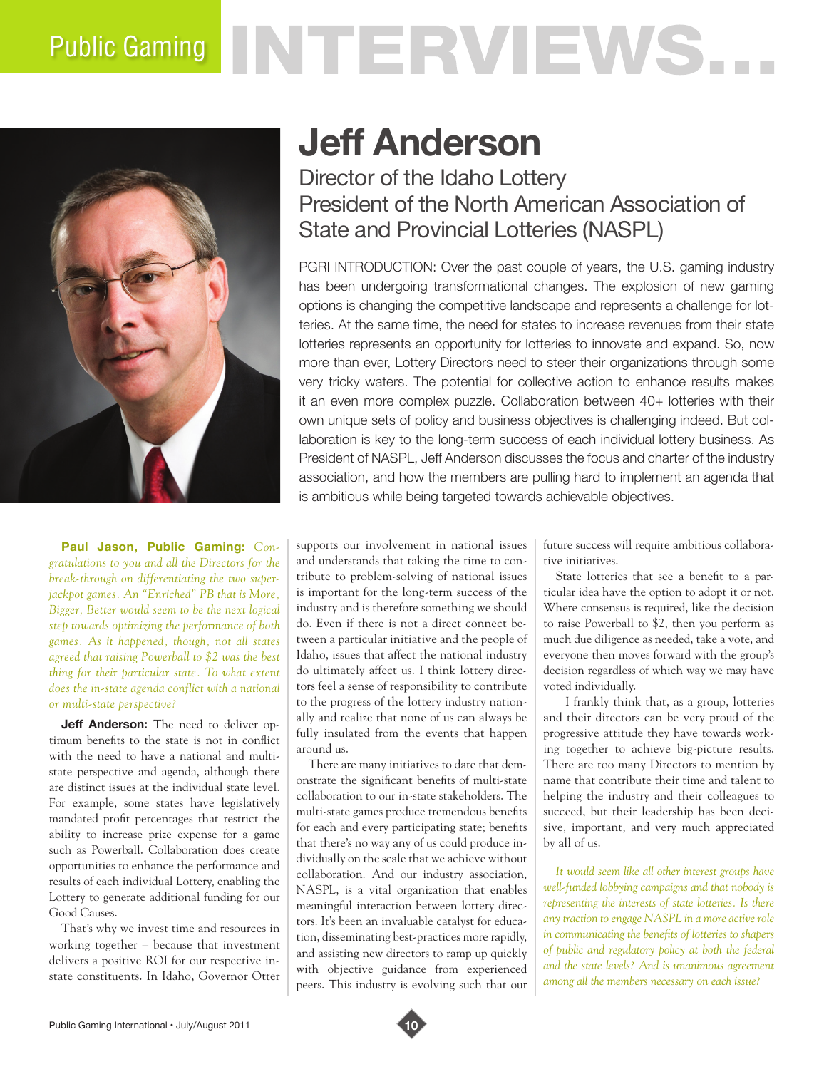# Public Gaming INTERVIEWS...

# Jeff Anderson

## Director of the Idaho Lottery
## President of the North American Association of State and Provincial Lotteries (NASPL)

PGRI INTRODUCTION: Over the past couple of years, the U.S. gaming industry has been undergoing transformational changes. The explosion of new gaming options is changing the competitive landscape and represents a challenge for lotteries. At the same time, the need for states to increase revenues from their state lotteries represents an opportunity for lotteries to innovate and expand. So, now more than ever, Lottery Directors need to steer their organizations through some very tricky waters. The potential for collective action to enhance results makes it an even more complex puzzle. Collaboration between 40+ lotteries with their own unique sets of policy and business objectives is challenging indeed. But collaboration is key to the long-term success of each individual lottery business. As President of NASPL, Jeff Anderson discusses the focus and charter of the industry association, and how the members are pulling hard to implement an agenda that is ambitious while being targeted towards achievable objectives.

**Paul Jason, Public Gaming:** *Congratulations to you and all the Directors for the break-through on differentiating the two super-jackpot games. An "Enriched" PB that is More, Bigger, Better would seem to be the next logical step towards optimizing the performance of both games. As it happened, though, not all states agreed that raising Powerball to $2 was the best thing for their particular state. To what extent does the in-state agenda conflict with a national or multi-state perspective?*

**Jeff Anderson:** The need to deliver optimum benefits to the state is not in conflict with the need to have a national and multi-state perspective and agenda, although there are distinct issues at the individual state level. For example, some states have legislatively mandated profit percentages that restrict the ability to increase prize expense for a game such as Powerball. Collaboration does create opportunities to enhance the performance and results of each individual Lottery, enabling the Lottery to generate additional funding for our Good Causes.

That's why we invest time and resources in working together – because that investment delivers a positive ROI for our respective in-state constituents. In Idaho, Governor Otter supports our involvement in national issues and understands that taking the time to contribute to problem-solving of national issues is important for the long-term success of the industry and is therefore something we should do. Even if there is not a direct connect between a particular initiative and the people of Idaho, issues that affect the national industry do ultimately affect us. I think lottery directors feel a sense of responsibility to contribute to the progress of the lottery industry nationally and realize that none of us can always be fully insulated from the events that happen around us.

There are many initiatives to date that demonstrate the significant benefits of multi-state collaboration to our in-state stakeholders. The multi-state games produce tremendous benefits for each and every participating state; benefits that there's no way any of us could produce individually on the scale that we achieve without collaboration. And our industry association, NASPL, is a vital organization that enables meaningful interaction between lottery directors. It's been an invaluable catalyst for education, disseminating best-practices more rapidly, and assisting new directors to ramp up quickly with objective guidance from experienced peers. This industry is evolving such that our future success will require ambitious collaborative initiatives.

State lotteries that see a benefit to a particular idea have the option to adopt it or not. Where consensus is required, like the decision to raise Powerball to $2, then you perform as much due diligence as needed, take a vote, and everyone then moves forward with the group's decision regardless of which way we may have voted individually.

I frankly think that, as a group, lotteries and their directors can be very proud of the progressive attitude they have towards working together to achieve big-picture results. There are too many Directors to mention by name that contribute their time and talent to helping the industry and their colleagues to succeed, but their leadership has been decisive, important, and very much appreciated by all of us.

*It would seem like all other interest groups have well-funded lobbying campaigns and that nobody is representing the interests of state lotteries. Is there any traction to engage NASPL in a more active role in communicating the benefits of lotteries to shapers of public and regulatory policy at both the federal and the state levels? And is unanimous agreement among all the members necessary on each issue?*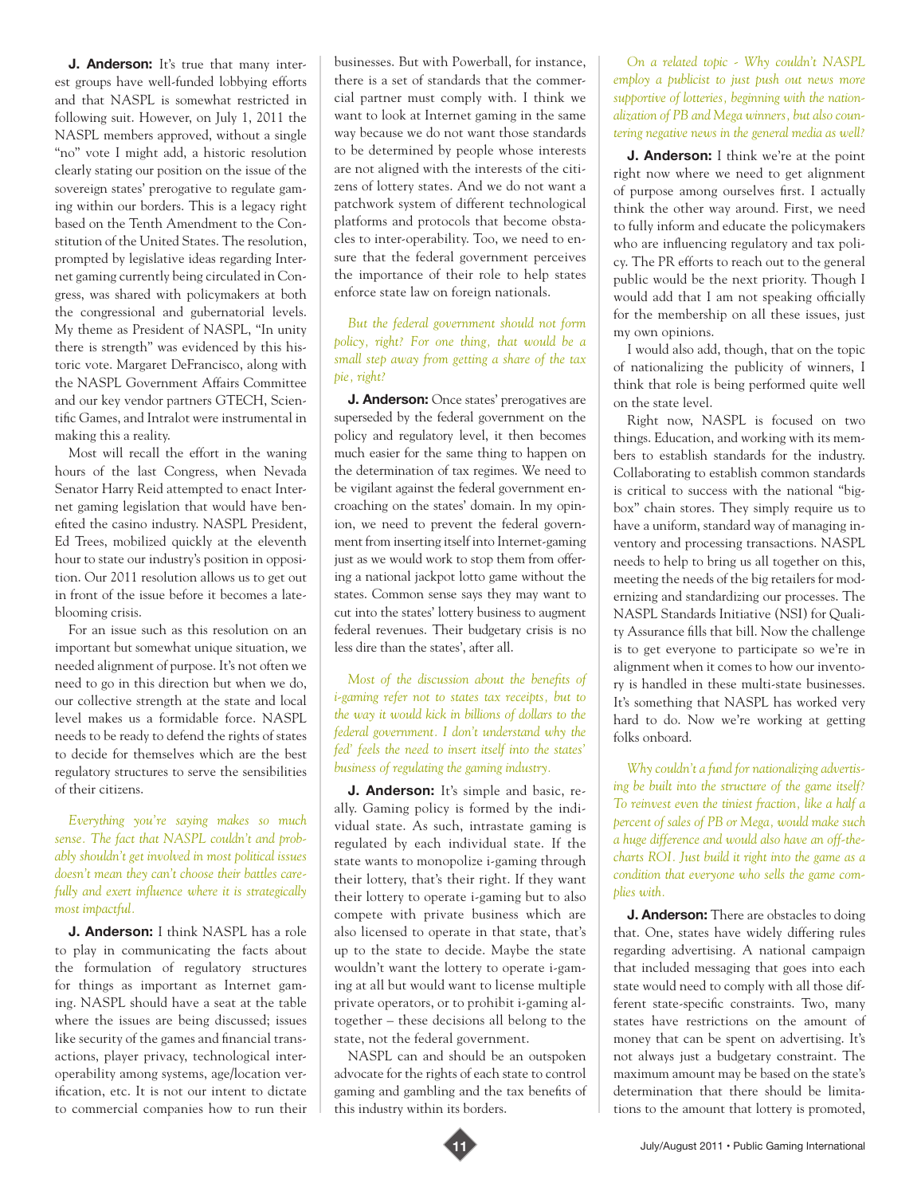**J. Anderson:** It's true that many interest groups have well-funded lobbying efforts and that NASPL is somewhat restricted in following suit. However, on July 1, 2011 the NASPL members approved, without a single "no" vote I might add, a historic resolution clearly stating our position on the issue of the sovereign states' prerogative to regulate gaming within our borders. This is a legacy right based on the Tenth Amendment to the Constitution of the United States. The resolution, prompted by legislative ideas regarding Internet gaming currently being circulated in Congress, was shared with policymakers at both the congressional and gubernatorial levels. My theme as President of NASPL, "In unity there is strength" was evidenced by this historic vote. Margaret DeFrancisco, along with the NASPL Government Affairs Committee and our key vendor partners GTECH, Scientific Games, and Intralot were instrumental in making this a reality.

Most will recall the effort in the waning hours of the last Congress, when Nevada Senator Harry Reid attempted to enact Internet gaming legislation that would have benefited the casino industry. NASPL President, Ed Trees, mobilized quickly at the eleventh hour to state our industry's position in opposition. Our 2011 resolution allows us to get out in front of the issue before it becomes a late-blooming crisis.

For an issue such as this resolution on an important but somewhat unique situation, we needed alignment of purpose. It's not often we need to go in this direction but when we do, our collective strength at the state and local level makes us a formidable force. NASPL needs to be ready to defend the rights of states to decide for themselves which are the best regulatory structures to serve the sensibilities of their citizens.

*Everything you're saying makes so much sense. The fact that NASPL couldn't and probably shouldn't get involved in most political issues doesn't mean they can't choose their battles carefully and exert influence where it is strategically most impactful.*

**J. Anderson:** I think NASPL has a role to play in communicating the facts about the formulation of regulatory structures for things as important as Internet gaming. NASPL should have a seat at the table where the issues are being discussed; issues like security of the games and financial transactions, player privacy, technological interoperability among systems, age/location verification, etc. It is not our intent to dictate to commercial companies how to run their businesses. But with Powerball, for instance, there is a set of standards that the commercial partner must comply with. I think we want to look at Internet gaming in the same way because we do not want those standards to be determined by people whose interests are not aligned with the interests of the citizens of lottery states. And we do not want a patchwork system of different technological platforms and protocols that become obstacles to inter-operability. Too, we need to ensure that the federal government perceives the importance of their role to help states enforce state law on foreign nationals.

*But the federal government should not form policy, right? For one thing, that would be a small step away from getting a share of the tax pie, right?*

**J. Anderson:** Once states' prerogatives are superseded by the federal government on the policy and regulatory level, it then becomes much easier for the same thing to happen on the determination of tax regimes. We need to be vigilant against the federal government encroaching on the states' domain. In my opinion, we need to prevent the federal government from inserting itself into Internet-gaming just as we would work to stop them from offering a national jackpot lotto game without the states. Common sense says they may want to cut into the states' lottery business to augment federal revenues. Their budgetary crisis is no less dire than the states', after all.

*Most of the discussion about the benefits of i-gaming refer not to states tax receipts, but to the way it would kick in billions of dollars to the federal government. I don't understand why the fed' feels the need to insert itself into the states' business of regulating the gaming industry.*

**J. Anderson:** It's simple and basic, really. Gaming policy is formed by the individual state. As such, intrastate gaming is regulated by each individual state. If the state wants to monopolize i-gaming through their lottery, that's their right. If they want their lottery to operate i-gaming but to also compete with private business which are also licensed to operate in that state, that's up to the state to decide. Maybe the state wouldn't want the lottery to operate i-gaming at all but would want to license multiple private operators, or to prohibit i-gaming altogether – these decisions all belong to the state, not the federal government.

NASPL can and should be an outspoken advocate for the rights of each state to control gaming and gambling and the tax benefits of this industry within its borders.

*On a related topic - Why couldn't NASPL employ a publicist to just push out news more supportive of lotteries, beginning with the nationalization of PB and Mega winners, but also countering negative news in the general media as well?*

**J. Anderson:** I think we're at the point right now where we need to get alignment of purpose among ourselves first. I actually think the other way around. First, we need to fully inform and educate the policymakers who are influencing regulatory and tax policy. The PR efforts to reach out to the general public would be the next priority. Though I would add that I am not speaking officially for the membership on all these issues, just my own opinions.

I would also add, though, that on the topic of nationalizing the publicity of winners, I think that role is being performed quite well on the state level.

Right now, NASPL is focused on two things. Education, and working with its members to establish standards for the industry. Collaborating to establish common standards is critical to success with the national "big-box" chain stores. They simply require us to have a uniform, standard way of managing inventory and processing transactions. NASPL needs to help to bring us all together on this, meeting the needs of the big retailers for modernizing and standardizing our processes. The NASPL Standards Initiative (NSI) for Quality Assurance fills that bill. Now the challenge is to get everyone to participate so we're in alignment when it comes to how our inventory is handled in these multi-state businesses. It's something that NASPL has worked very hard to do. Now we're working at getting folks onboard.

*Why couldn't a fund for nationalizing advertising be built into the structure of the game itself? To reinvest even the tiniest fraction, like a half a percent of sales of PB or Mega, would make such a huge difference and would also have an off-the-charts ROI. Just build it right into the game as a condition that everyone who sells the game complies with.*

**J. Anderson:** There are obstacles to doing that. One, states have widely differing rules regarding advertising. A national campaign that included messaging that goes into each state would need to comply with all those different state-specific constraints. Two, many states have restrictions on the amount of money that can be spent on advertising. It's not always just a budgetary constraint. The maximum amount may be based on the state's determination that there should be limitations to the amount that lottery is promoted,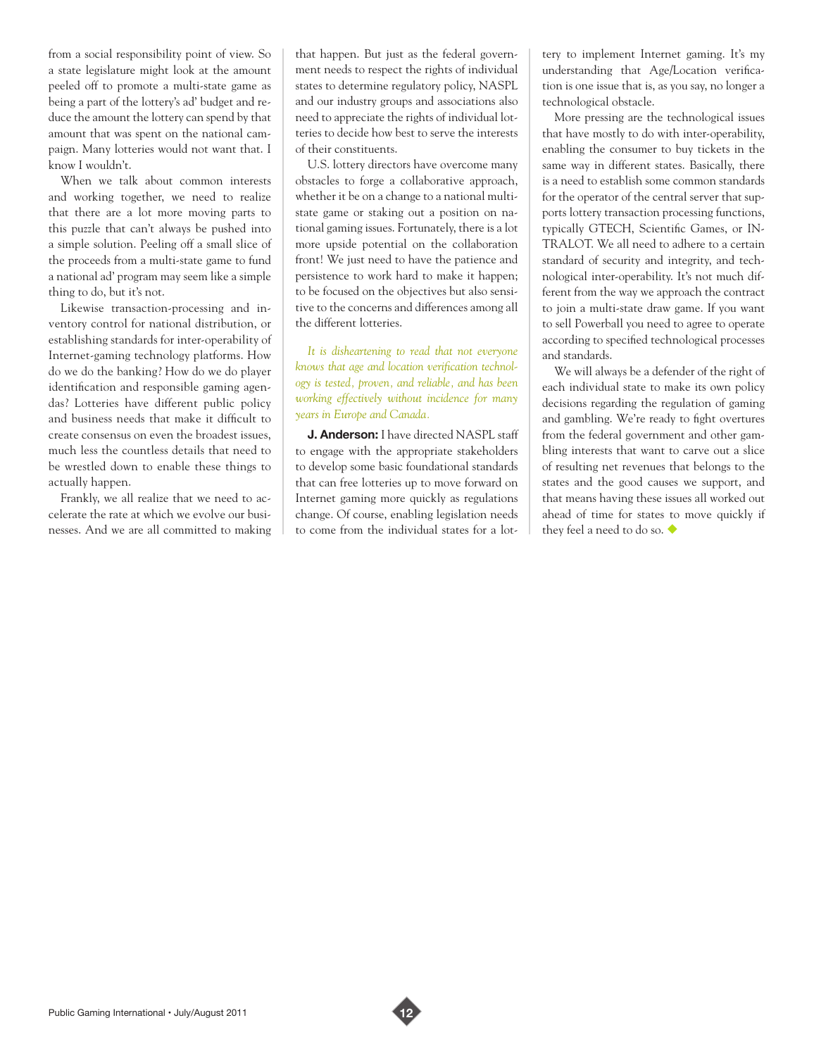from a social responsibility point of view. So a state legislature might look at the amount peeled off to promote a multi-state game as being a part of the lottery's ad' budget and reduce the amount the lottery can spend by that amount that was spent on the national campaign. Many lotteries would not want that. I know I wouldn't.

When we talk about common interests and working together, we need to realize that there are a lot more moving parts to this puzzle that can't always be pushed into a simple solution. Peeling off a small slice of the proceeds from a multi-state game to fund a national ad' program may seem like a simple thing to do, but it's not.

Likewise transaction-processing and inventory control for national distribution, or establishing standards for inter-operability of Internet-gaming technology platforms. How do we do the banking? How do we do player identification and responsible gaming agendas? Lotteries have different public policy and business needs that make it difficult to create consensus on even the broadest issues, much less the countless details that need to be wrestled down to enable these things to actually happen.

Frankly, we all realize that we need to accelerate the rate at which we evolve our businesses. And we are all committed to making that happen. But just as the federal government needs to respect the rights of individual states to determine regulatory policy, NASPL and our industry groups and associations also need to appreciate the rights of individual lotteries to decide how best to serve the interests of their constituents.

U.S. lottery directors have overcome many obstacles to forge a collaborative approach, whether it be on a change to a national multi-state game or staking out a position on national gaming issues. Fortunately, there is a lot more upside potential on the collaboration front! We just need to have the patience and persistence to work hard to make it happen; to be focused on the objectives but also sensitive to the concerns and differences among all the different lotteries.

*It is disheartening to read that not everyone knows that age and location verification technology is tested, proven, and reliable, and has been working effectively without incidence for many years in Europe and Canada.*

**J. Anderson:** I have directed NASPL staff to engage with the appropriate stakeholders to develop some basic foundational standards that can free lotteries up to move forward on Internet gaming more quickly as regulations change. Of course, enabling legislation needs to come from the individual states for a lottery to implement Internet gaming. It's my understanding that Age/Location verification is one issue that is, as you say, no longer a technological obstacle.

More pressing are the technological issues that have mostly to do with inter-operability, enabling the consumer to buy tickets in the same way in different states. Basically, there is a need to establish some common standards for the operator of the central server that supports lottery transaction processing functions, typically GTECH, Scientific Games, or INTRALOT. We all need to adhere to a certain standard of security and integrity, and technological inter-operability. It's not much different from the way we approach the contract to join a multi-state draw game. If you want to sell Powerball you need to agree to operate according to specified technological processes and standards.

We will always be a defender of the right of each individual state to make its own policy decisions regarding the regulation of gaming and gambling. We're ready to fight overtures from the federal government and other gambling interests that want to carve out a slice of resulting net revenues that belongs to the states and the good causes we support, and that means having these issues all worked out ahead of time for states to move quickly if they feel a need to do so. ◆